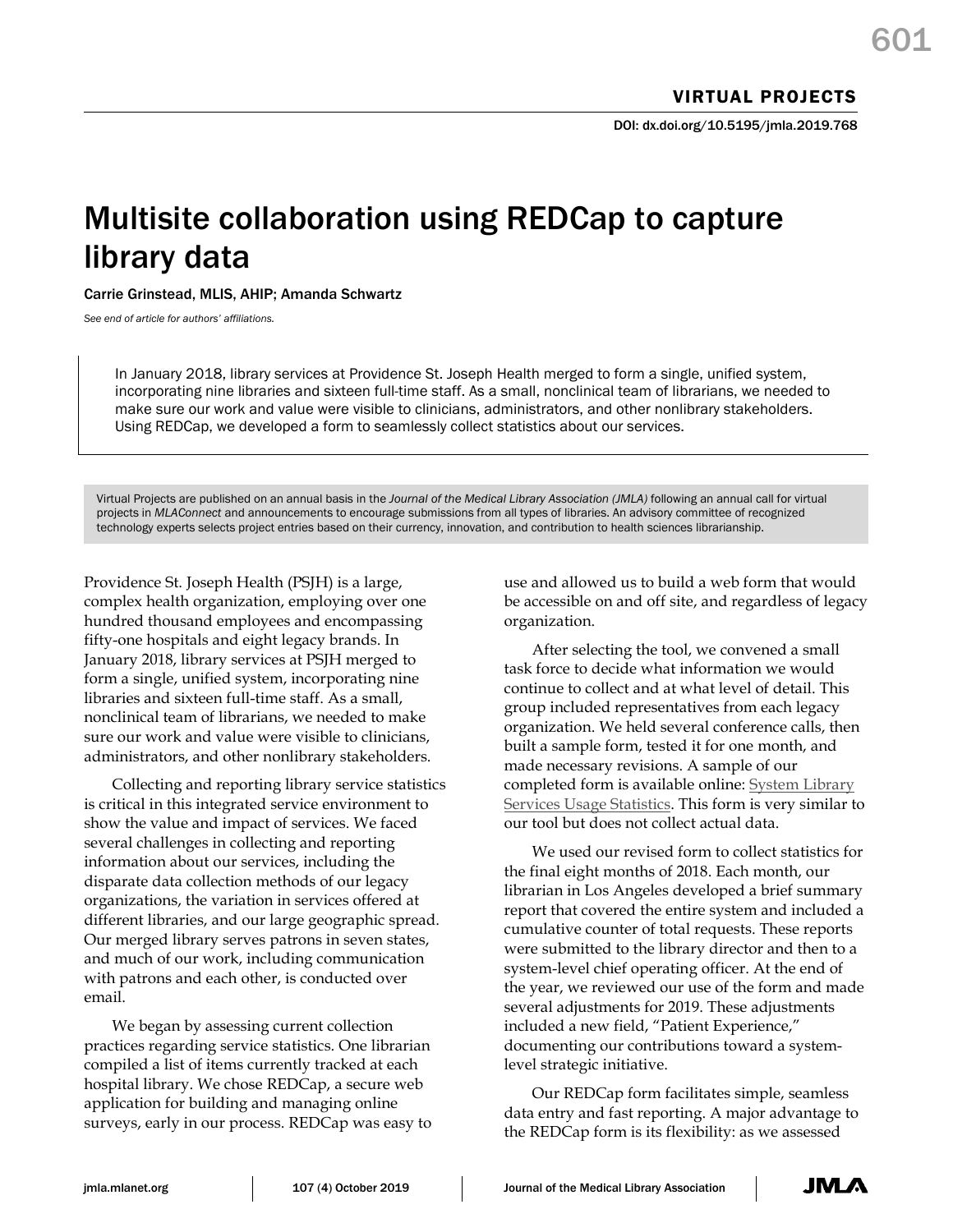VIRTUAL PROJECTS

DOI: dx.doi.org/10.5195/jmla.2019.768

# Multisite collaboration using REDCap to capture library data

Carrie Grinstead, MLIS, AHIP; Amanda Schwartz

*See end of article for authors' affiliations.*

In January 2018, library services at Providence St. Joseph Health merged to form a single, unified system, incorporating nine libraries and sixteen full-time staff. As a small, nonclinical team of librarians, we needed to make sure our work and value were visible to clinicians, administrators, and other nonlibrary stakeholders. Using REDCap, we developed a form to seamlessly collect statistics about our services.

Virtual Projects are published on an annual basis in the *Journal of the Medical Library Association (JMLA)* following an annual call for virtual projects in *MLAConnect* and announcements to encourage submissions from all types of libraries. An advisory committee of recognized technology experts selects project entries based on their currency, innovation, and contribution to health sciences librarianship.

Providence St. Joseph Health (PSJH) is a large, complex health organization, employing over one hundred thousand employees and encompassing fifty-one hospitals and eight legacy brands. In January 2018, library services at PSJH merged to form a single, unified system, incorporating nine libraries and sixteen full-time staff. As a small, nonclinical team of librarians, we needed to make sure our work and value were visible to clinicians, administrators, and other nonlibrary stakeholders.

Collecting and reporting library service statistics is critical in this integrated service environment to show the value and impact of services. We faced several challenges in collecting and reporting information about our services, including the disparate data collection methods of our legacy organizations, the variation in services offered at different libraries, and our large geographic spread. Our merged library serves patrons in seven states, and much of our work, including communication with patrons and each other, is conducted over email.

We began by assessing current collection practices regarding service statistics. One librarian compiled a list of items currently tracked at each hospital library. We chose REDCap, a secure web application for building and managing online surveys, early in our process. REDCap was easy to use and allowed us to build a web form that would be accessible on and off site, and regardless of legacy organization.

After selecting the tool, we convened a small task force to decide what information we would continue to collect and at what level of detail. This group included representatives from each legacy organization. We held several conference calls, then built a sample form, tested it for one month, and made necessary revisions. A sample of our completed form is available online: System Library Services Usage Statistics. This form is very similar to our tool but does not collect actual data.

We used our revised form to collect statistics for the final eight months of 2018. Each month, our librarian in Los Angeles developed a brief summary report that covered the entire system and included a cumulative counter of total requests. These reports were submitted to the library director and then to a system-level chief operating officer. At the end of the year, we reviewed our use of the form and made several adjustments for 2019. These adjustments included a new field, "Patient Experience," documenting our contributions toward a system-level strategic initiative.

Our REDCap form facilitates simple, seamless data entry and fast reporting. A major advantage to the REDCap form is its flexibility: as we assessed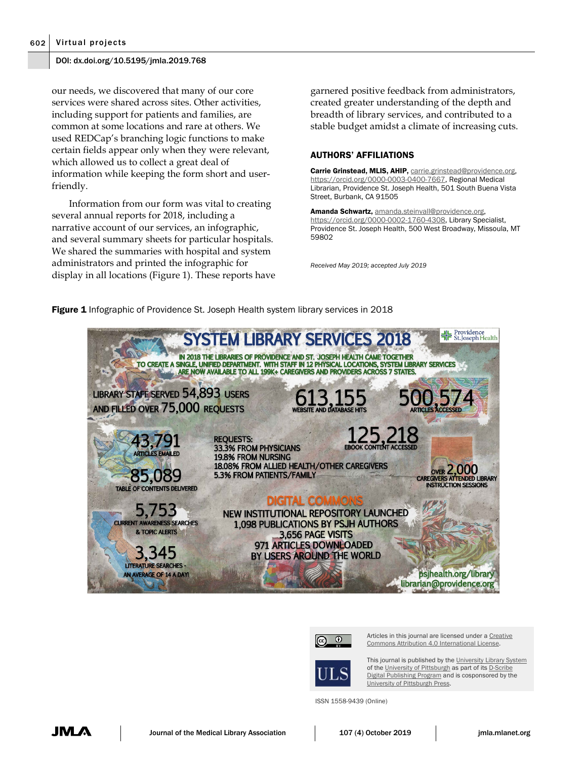our needs, we discovered that many of our core services were shared across sites. Other activities, including support for patients and families, are common at some locations and rare at others. We used REDCap's branching logic functions to make certain fields appear only when they were relevant, which allowed us to collect a great deal of information while keeping the form short and user-friendly.

Information from our form was vital to creating several annual reports for 2018, including a narrative account of our services, an infographic, and several summary sheets for particular hospitals. We shared the summaries with hospital and system administrators and printed the infographic for display in all locations (Figure 1). These reports have garnered positive feedback from administrators, created greater understanding of the depth and breadth of library services, and contributed to a stable budget amidst a climate of increasing cuts.

## AUTHORS' AFFILIATIONS

**Carrie Grinstead, MLIS, AHIP,** carrie.grinstead@providence.org, https://orcid.org/0000-0003-0400-7667, Regional Medical Librarian, Providence St. Joseph Health, 501 South Buena Vista Street, Burbank, CA 91505

**Amanda Schwartz,** amanda.steinvall@providence.org, https://orcid.org/0000-0002-1760-4308, Library Specialist, Providence St. Joseph Health, 500 West Broadway, Missoula, MT 59802

*Received May 2019; accepted July 2019*

**Figure 1** Infographic of Providence St. Joseph Health system library services in 2018

SYSTEM LIBRARY SERVICES 2018

Providence St. Joseph Health

IN 2018 THE LIBRARIES OF PROVIDENCE AND ST. JOSEPH HEALTH CAME TOGETHER TO CREATE A SINGLE, UNIFIED DEPARTMENT. WITH STAFF IN 12 PHYSICAL LOCATIONS, SYSTEM LIBRARY SERVICES ARE NOW AVAILABLE TO ALL 199K+ CAREGIVERS AND PROVIDERS ACROSS 7 STATES.

LIBRARY STAFF SERVED 54,893 USERS AND FILLED OVER 75,000 REQUESTS

613,155 WEBSITE AND DATABASE HITS

500,574 ARTICLES ACCESSED

43,791 ARTICLES EMAILED

REQUESTS:
33.3% FROM PHYSICIANS
19.8% FROM NURSING
18.08% FROM ALLIED HEALTH/OTHER CAREGIVERS
5.3% FROM PATIENTS/FAMILY

125,218 EBOOK CONTENT ACCESSED

85,089 TABLE OF CONTENTS DELIVERED

OVER 2,000 CAREGIVERS ATTENDED LIBRARY INSTRUCTION SESSIONS

5,753 CURRENT AWARENESS SEARCHES & TOPIC ALERTS

DIGITAL COMMONS
NEW INSTITUTIONAL REPOSITORY LAUNCHED
1,098 PUBLICATIONS BY PSJH AUTHORS
3,656 PAGE VISITS
971 ARTICLES DOWNLOADED BY USERS AROUND THE WORLD

3,345 LITERATURE SEARCHES - AN AVERAGE OF 14 A DAY!

psjhealth.org/library
librarian@providence.org

Articles in this journal are licensed under a Creative Commons Attribution 4.0 International License.

This journal is published by the University Library System of the University of Pittsburgh as part of its D-Scribe Digital Publishing Program and is cosponsored by the University of Pittsburgh Press.

ISSN 1558-9439 (Online)